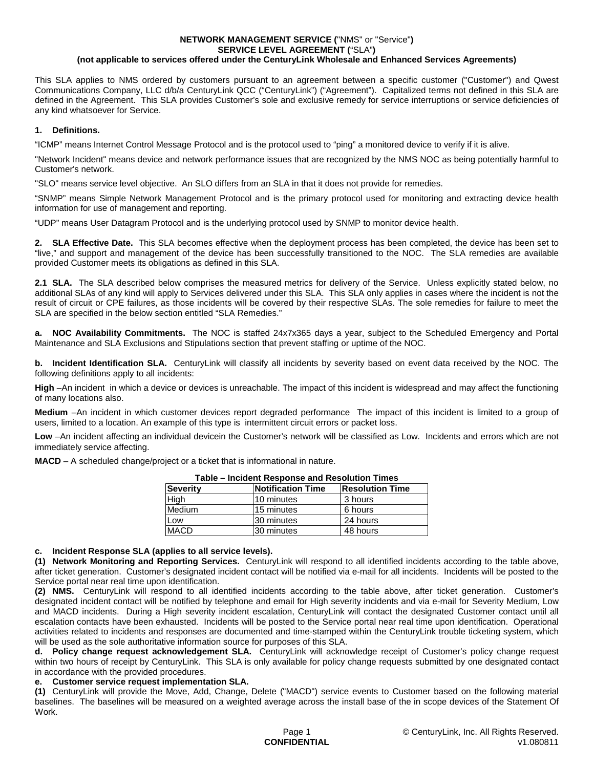**NETWORK MANAGEMENT SERVICE (**"NMS" or "Service"**)**
**SERVICE LEVEL AGREEMENT (**"SLA"**)**
**(not applicable to services offered under the CenturyLink Wholesale and Enhanced Services Agreements)**

This SLA applies to NMS ordered by customers pursuant to an agreement between a specific customer ("Customer") and Qwest Communications Company, LLC d/b/a CenturyLink QCC ("CenturyLink") ("Agreement"). Capitalized terms not defined in this SLA are defined in the Agreement. This SLA provides Customer's sole and exclusive remedy for service interruptions or service deficiencies of any kind whatsoever for Service.

**1. Definitions.**

"ICMP" means Internet Control Message Protocol and is the protocol used to "ping" a monitored device to verify if it is alive.

"Network Incident" means device and network performance issues that are recognized by the NMS NOC as being potentially harmful to Customer's network.

"SLO" means service level objective. An SLO differs from an SLA in that it does not provide for remedies.

"SNMP" means Simple Network Management Protocol and is the primary protocol used for monitoring and extracting device health information for use of management and reporting.

"UDP" means User Datagram Protocol and is the underlying protocol used by SNMP to monitor device health.

**2. SLA Effective Date.** This SLA becomes effective when the deployment process has been completed, the device has been set to "live," and support and management of the device has been successfully transitioned to the NOC. The SLA remedies are available provided Customer meets its obligations as defined in this SLA.

**2.1 SLA.** The SLA described below comprises the measured metrics for delivery of the Service. Unless explicitly stated below, no additional SLAs of any kind will apply to Services delivered under this SLA. This SLA only applies in cases where the incident is not the result of circuit or CPE failures, as those incidents will be covered by their respective SLAs. The sole remedies for failure to meet the SLA are specified in the below section entitled "SLA Remedies."

**a. NOC Availability Commitments.** The NOC is staffed 24x7x365 days a year, subject to the Scheduled Emergency and Portal Maintenance and SLA Exclusions and Stipulations section that prevent staffing or uptime of the NOC.

**b. Incident Identification SLA.** CenturyLink will classify all incidents by severity based on event data received by the NOC. The following definitions apply to all incidents:

**High** –An incident in which a device or devices is unreachable. The impact of this incident is widespread and may affect the functioning of many locations also.

**Medium** –An incident in which customer devices report degraded performance The impact of this incident is limited to a group of users, limited to a location. An example of this type is intermittent circuit errors or packet loss.

**Low** –An incident affecting an individual devicein the Customer's network will be classified as Low. Incidents and errors which are not immediately service affecting.

**MACD** – A scheduled change/project or a ticket that is informational in nature.

**Table – Incident Response and Resolution Times**

| Severity | Notification Time | Resolution Time |
|---|---|---|
| High | 10 minutes | 3 hours |
| Medium | 15 minutes | 6 hours |
| Low | 30 minutes | 24 hours |
| MACD | 30 minutes | 48 hours |

**c. Incident Response SLA (applies to all service levels).**

**(1) Network Monitoring and Reporting Services.** CenturyLink will respond to all identified incidents according to the table above, after ticket generation. Customer's designated incident contact will be notified via e-mail for all incidents. Incidents will be posted to the Service portal near real time upon identification.

**(2) NMS.** CenturyLink will respond to all identified incidents according to the table above, after ticket generation. Customer's designated incident contact will be notified by telephone and email for High severity incidents and via e-mail for Severity Medium, Low and MACD incidents. During a High severity incident escalation, CenturyLink will contact the designated Customer contact until all escalation contacts have been exhausted. Incidents will be posted to the Service portal near real time upon identification. Operational activities related to incidents and responses are documented and time-stamped within the CenturyLink trouble ticketing system, which will be used as the sole authoritative information source for purposes of this SLA.

**d. Policy change request acknowledgement SLA.** CenturyLink will acknowledge receipt of Customer's policy change request within two hours of receipt by CenturyLink. This SLA is only available for policy change requests submitted by one designated contact in accordance with the provided procedures.

**e. Customer service request implementation SLA.**

**(1)** CenturyLink will provide the Move, Add, Change, Delete ("MACD") service events to Customer based on the following material baselines. The baselines will be measured on a weighted average across the install base of the in scope devices of the Statement Of Work.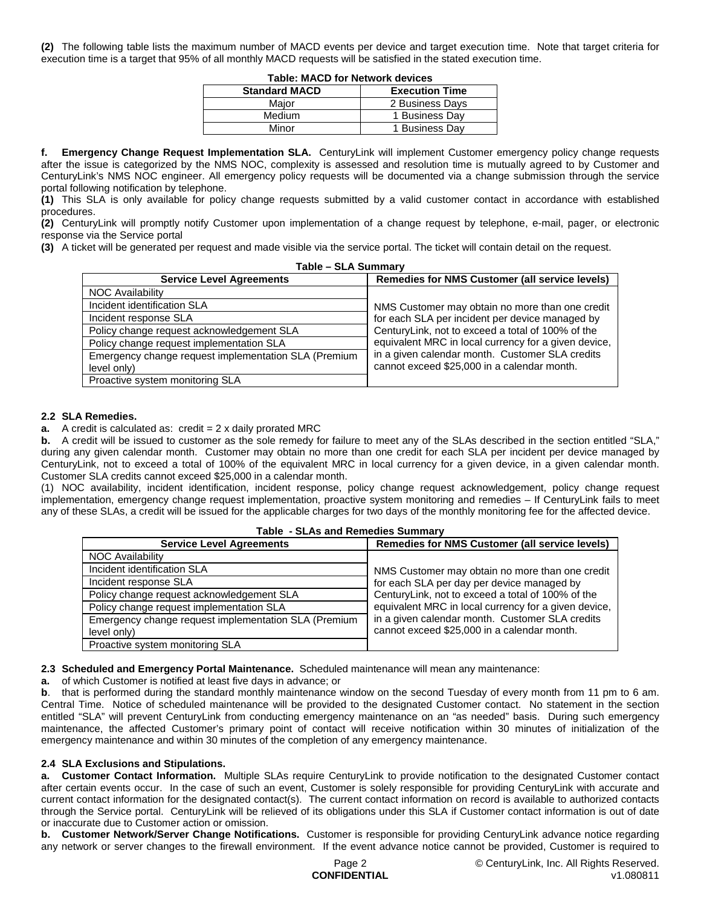**(2)** The following table lists the maximum number of MACD events per device and target execution time. Note that target criteria for execution time is a target that 95% of all monthly MACD requests will be satisfied in the stated execution time.

**Table: MACD for Network devices**

| Standard MACD | Execution Time |
|---|---|
| Major | 2 Business Days |
| Medium | 1 Business Day |
| Minor | 1 Business Day |

**f. Emergency Change Request Implementation SLA.** CenturyLink will implement Customer emergency policy change requests after the issue is categorized by the NMS NOC, complexity is assessed and resolution time is mutually agreed to by Customer and CenturyLink's NMS NOC engineer. All emergency policy requests will be documented via a change submission through the service portal following notification by telephone.

**(1)** This SLA is only available for policy change requests submitted by a valid customer contact in accordance with established procedures.

**(2)** CenturyLink will promptly notify Customer upon implementation of a change request by telephone, e-mail, pager, or electronic response via the Service portal

**(3)** A ticket will be generated per request and made visible via the service portal. The ticket will contain detail on the request.

**Table – SLA Summary**

| Service Level Agreements | Remedies for NMS Customer (all service levels) |
|---|---|
| NOC Availability | NMS Customer may obtain no more than one credit for each SLA per incident per device managed by CenturyLink, not to exceed a total of 100% of the equivalent MRC in local currency for a given device, in a given calendar month. Customer SLA credits cannot exceed $25,000 in a calendar month. |
| Incident identification SLA | |
| Incident response SLA | |
| Policy change request acknowledgement SLA | |
| Policy change request implementation SLA | |
| Emergency change request implementation SLA (Premium level only) | |
| Proactive system monitoring SLA | |

### 2.2 SLA Remedies.

**a.** A credit is calculated as: credit = 2 x daily prorated MRC

**b.** A credit will be issued to customer as the sole remedy for failure to meet any of the SLAs described in the section entitled "SLA," during any given calendar month. Customer may obtain no more than one credit for each SLA per incident per device managed by CenturyLink, not to exceed a total of 100% of the equivalent MRC in local currency for a given device, in a given calendar month. Customer SLA credits cannot exceed $25,000 in a calendar month.

(1) NOC availability, incident identification, incident response, policy change request acknowledgement, policy change request implementation, emergency change request implementation, proactive system monitoring and remedies – If CenturyLink fails to meet any of these SLAs, a credit will be issued for the applicable charges for two days of the monthly monitoring fee for the affected device.

**Table - SLAs and Remedies Summary**

| Service Level Agreements | Remedies for NMS Customer (all service levels) |
|---|---|
| NOC Availability | NMS Customer may obtain no more than one credit for each SLA per day per device managed by CenturyLink, not to exceed a total of 100% of the equivalent MRC in local currency for a given device, in a given calendar month. Customer SLA credits cannot exceed $25,000 in a calendar month. |
| Incident identification SLA | |
| Incident response SLA | |
| Policy change request acknowledgement SLA | |
| Policy change request implementation SLA | |
| Emergency change request implementation SLA (Premium level only) | |
| Proactive system monitoring SLA | |

**2.3 Scheduled and Emergency Portal Maintenance.** Scheduled maintenance will mean any maintenance:

**a.** of which Customer is notified at least five days in advance; or

**b**. that is performed during the standard monthly maintenance window on the second Tuesday of every month from 11 pm to 6 am. Central Time. Notice of scheduled maintenance will be provided to the designated Customer contact. No statement in the section entitled "SLA" will prevent CenturyLink from conducting emergency maintenance on an "as needed" basis. During such emergency maintenance, the affected Customer's primary point of contact will receive notification within 30 minutes of initialization of the emergency maintenance and within 30 minutes of the completion of any emergency maintenance.

### 2.4 SLA Exclusions and Stipulations.

**a. Customer Contact Information.** Multiple SLAs require CenturyLink to provide notification to the designated Customer contact after certain events occur. In the case of such an event, Customer is solely responsible for providing CenturyLink with accurate and current contact information for the designated contact(s). The current contact information on record is available to authorized contacts through the Service portal. CenturyLink will be relieved of its obligations under this SLA if Customer contact information is out of date or inaccurate due to Customer action or omission.

**b. Customer Network/Server Change Notifications.** Customer is responsible for providing CenturyLink advance notice regarding any network or server changes to the firewall environment. If the event advance notice cannot be provided, Customer is required to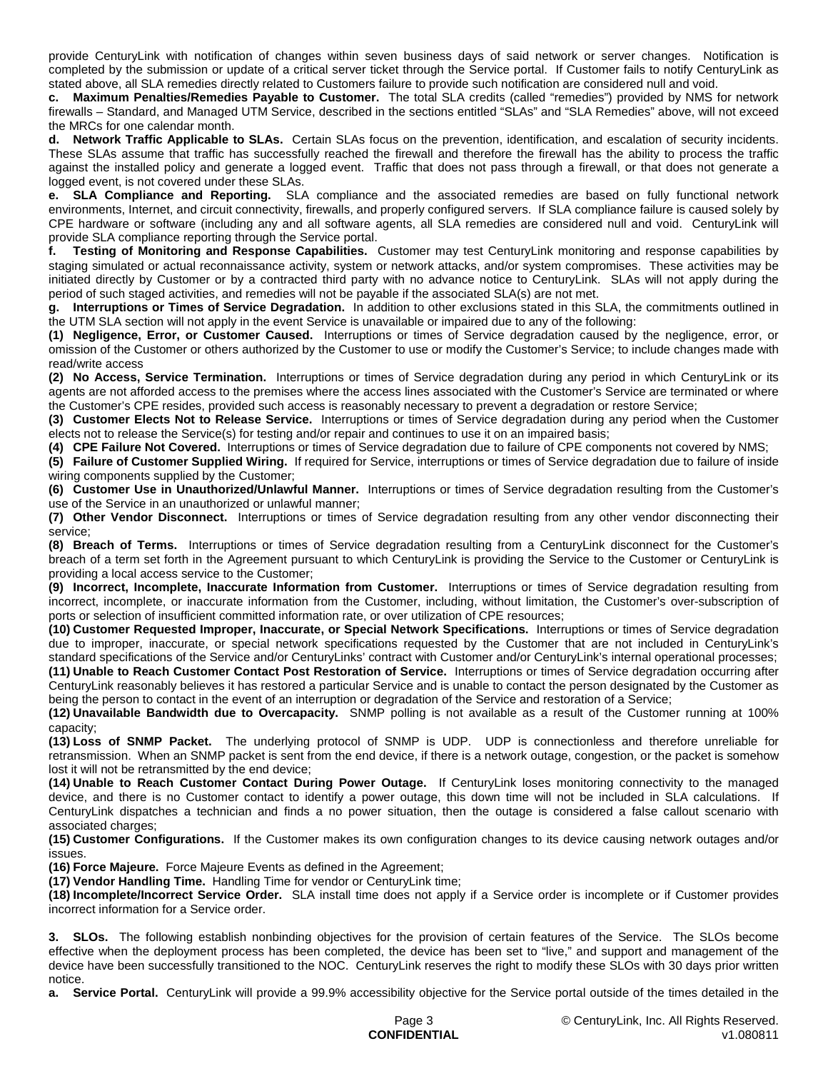provide CenturyLink with notification of changes within seven business days of said network or server changes. Notification is completed by the submission or update of a critical server ticket through the Service portal. If Customer fails to notify CenturyLink as stated above, all SLA remedies directly related to Customers failure to provide such notification are considered null and void.

**c. Maximum Penalties/Remedies Payable to Customer.** The total SLA credits (called "remedies") provided by NMS for network firewalls – Standard, and Managed UTM Service, described in the sections entitled "SLAs" and "SLA Remedies" above, will not exceed the MRCs for one calendar month.

**d. Network Traffic Applicable to SLAs.** Certain SLAs focus on the prevention, identification, and escalation of security incidents. These SLAs assume that traffic has successfully reached the firewall and therefore the firewall has the ability to process the traffic against the installed policy and generate a logged event. Traffic that does not pass through a firewall, or that does not generate a logged event, is not covered under these SLAs.

**e. SLA Compliance and Reporting.** SLA compliance and the associated remedies are based on fully functional network environments, Internet, and circuit connectivity, firewalls, and properly configured servers. If SLA compliance failure is caused solely by CPE hardware or software (including any and all software agents, all SLA remedies are considered null and void. CenturyLink will provide SLA compliance reporting through the Service portal.

**f. Testing of Monitoring and Response Capabilities.** Customer may test CenturyLink monitoring and response capabilities by staging simulated or actual reconnaissance activity, system or network attacks, and/or system compromises. These activities may be initiated directly by Customer or by a contracted third party with no advance notice to CenturyLink. SLAs will not apply during the period of such staged activities, and remedies will not be payable if the associated SLA(s) are not met.

**g. Interruptions or Times of Service Degradation.** In addition to other exclusions stated in this SLA, the commitments outlined in the UTM SLA section will not apply in the event Service is unavailable or impaired due to any of the following:

**(1) Negligence, Error, or Customer Caused.** Interruptions or times of Service degradation caused by the negligence, error, or omission of the Customer or others authorized by the Customer to use or modify the Customer's Service; to include changes made with read/write access

**(2) No Access, Service Termination.** Interruptions or times of Service degradation during any period in which CenturyLink or its agents are not afforded access to the premises where the access lines associated with the Customer's Service are terminated or where the Customer's CPE resides, provided such access is reasonably necessary to prevent a degradation or restore Service;

**(3) Customer Elects Not to Release Service.** Interruptions or times of Service degradation during any period when the Customer elects not to release the Service(s) for testing and/or repair and continues to use it on an impaired basis;

**(4) CPE Failure Not Covered.** Interruptions or times of Service degradation due to failure of CPE components not covered by NMS;

**(5) Failure of Customer Supplied Wiring.** If required for Service, interruptions or times of Service degradation due to failure of inside wiring components supplied by the Customer;

**(6) Customer Use in Unauthorized/Unlawful Manner.** Interruptions or times of Service degradation resulting from the Customer's use of the Service in an unauthorized or unlawful manner;

**(7) Other Vendor Disconnect.** Interruptions or times of Service degradation resulting from any other vendor disconnecting their service;

**(8) Breach of Terms.** Interruptions or times of Service degradation resulting from a CenturyLink disconnect for the Customer's breach of a term set forth in the Agreement pursuant to which CenturyLink is providing the Service to the Customer or CenturyLink is providing a local access service to the Customer;

**(9) Incorrect, Incomplete, Inaccurate Information from Customer.** Interruptions or times of Service degradation resulting from incorrect, incomplete, or inaccurate information from the Customer, including, without limitation, the Customer's over-subscription of ports or selection of insufficient committed information rate, or over utilization of CPE resources;

**(10) Customer Requested Improper, Inaccurate, or Special Network Specifications.** Interruptions or times of Service degradation due to improper, inaccurate, or special network specifications requested by the Customer that are not included in CenturyLink's standard specifications of the Service and/or CenturyLinks' contract with Customer and/or CenturyLink's internal operational processes;

**(11) Unable to Reach Customer Contact Post Restoration of Service.** Interruptions or times of Service degradation occurring after CenturyLink reasonably believes it has restored a particular Service and is unable to contact the person designated by the Customer as being the person to contact in the event of an interruption or degradation of the Service and restoration of a Service;

**(12) Unavailable Bandwidth due to Overcapacity.** SNMP polling is not available as a result of the Customer running at 100% capacity;

**(13) Loss of SNMP Packet.** The underlying protocol of SNMP is UDP. UDP is connectionless and therefore unreliable for retransmission. When an SNMP packet is sent from the end device, if there is a network outage, congestion, or the packet is somehow lost it will not be retransmitted by the end device;

**(14) Unable to Reach Customer Contact During Power Outage.** If CenturyLink loses monitoring connectivity to the managed device, and there is no Customer contact to identify a power outage, this down time will not be included in SLA calculations. If CenturyLink dispatches a technician and finds a no power situation, then the outage is considered a false callout scenario with associated charges;

**(15) Customer Configurations.** If the Customer makes its own configuration changes to its device causing network outages and/or issues.

**(16) Force Majeure.** Force Majeure Events as defined in the Agreement;

**(17) Vendor Handling Time.** Handling Time for vendor or CenturyLink time;

**(18) Incomplete/Incorrect Service Order.** SLA install time does not apply if a Service order is incomplete or if Customer provides incorrect information for a Service order.

**3. SLOs.** The following establish nonbinding objectives for the provision of certain features of the Service. The SLOs become effective when the deployment process has been completed, the device has been set to "live," and support and management of the device have been successfully transitioned to the NOC. CenturyLink reserves the right to modify these SLOs with 30 days prior written notice.

**a. Service Portal.** CenturyLink will provide a 99.9% accessibility objective for the Service portal outside of the times detailed in the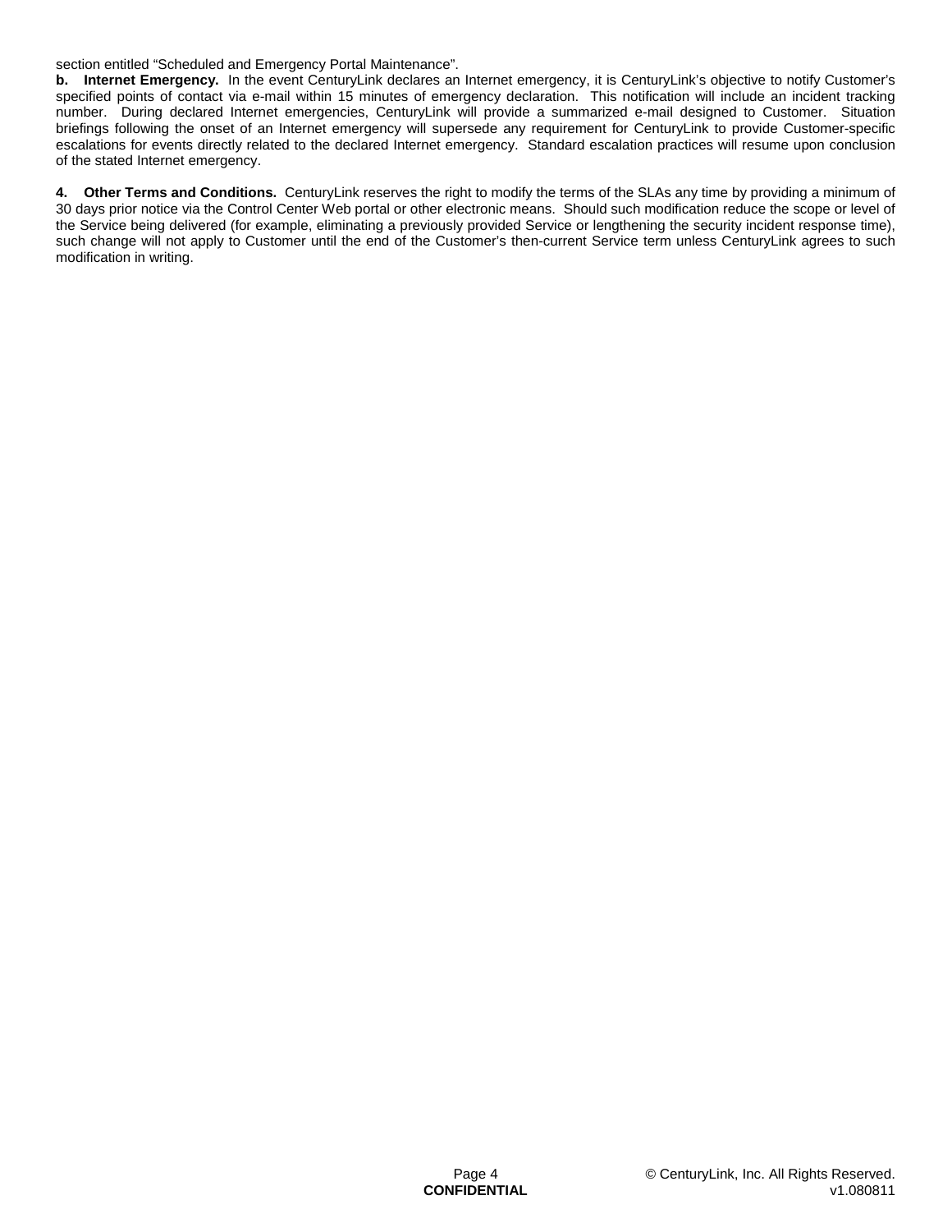section entitled "Scheduled and Emergency Portal Maintenance".

**b. Internet Emergency.** In the event CenturyLink declares an Internet emergency, it is CenturyLink's objective to notify Customer's specified points of contact via e-mail within 15 minutes of emergency declaration. This notification will include an incident tracking number. During declared Internet emergencies, CenturyLink will provide a summarized e-mail designed to Customer. Situation briefings following the onset of an Internet emergency will supersede any requirement for CenturyLink to provide Customer-specific escalations for events directly related to the declared Internet emergency. Standard escalation practices will resume upon conclusion of the stated Internet emergency.

**4. Other Terms and Conditions.** CenturyLink reserves the right to modify the terms of the SLAs any time by providing a minimum of 30 days prior notice via the Control Center Web portal or other electronic means. Should such modification reduce the scope or level of the Service being delivered (for example, eliminating a previously provided Service or lengthening the security incident response time), such change will not apply to Customer until the end of the Customer's then-current Service term unless CenturyLink agrees to such modification in writing.